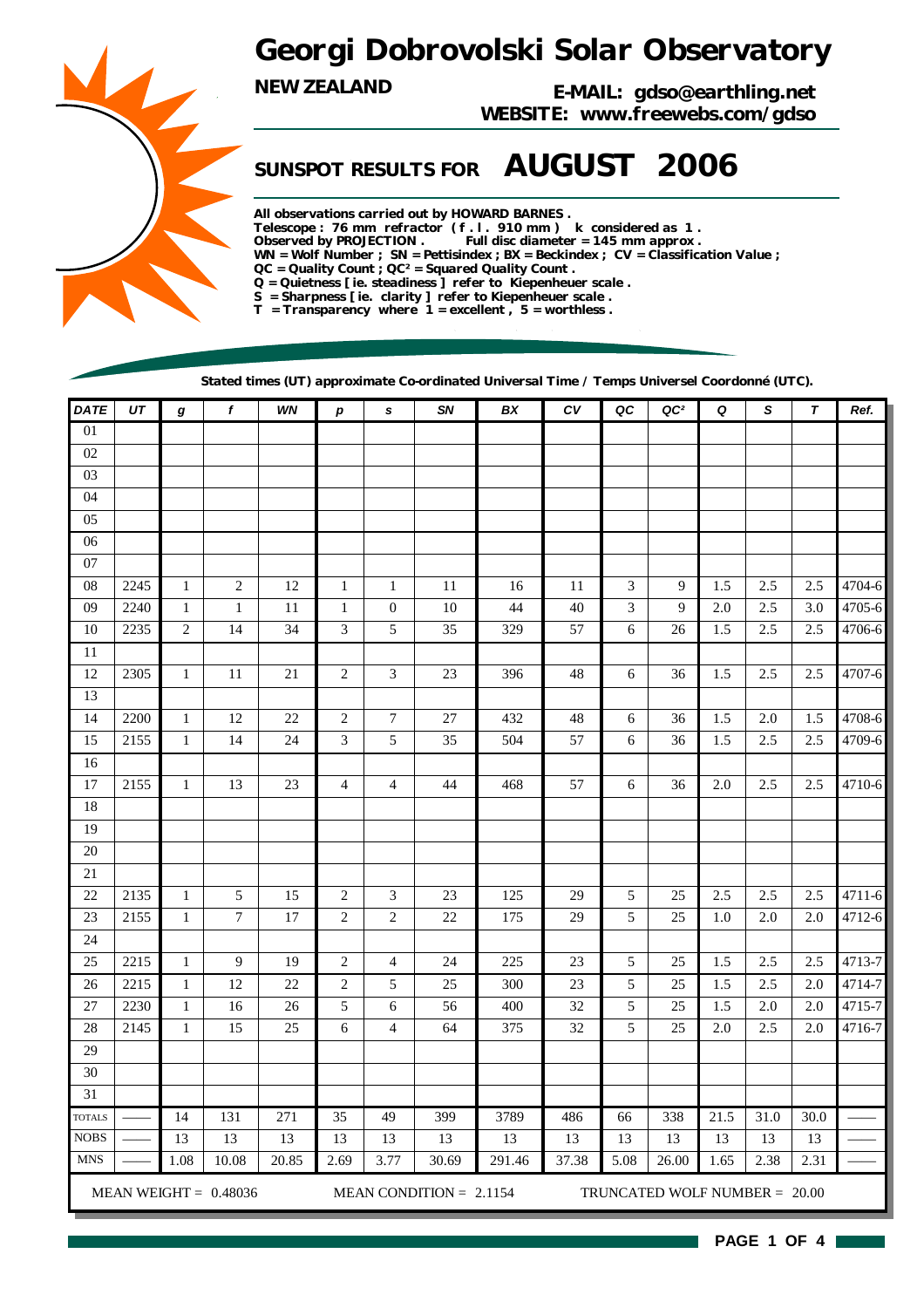# Georgi Dobrovolski Solar Observatory

**NEW ZEALAND**

**E-MAIL: gdso@earthling.net**
**WEBSITE: www.freewebs.com/gdso**

## SUNSPOT RESULTS FOR AUGUST 2006

**All observations carried out by HOWARD BARNES .**
**Telescope : 76 mm refractor ( f . l . 910 mm ) k considered as 1 .**
**Observed by PROJECTION . Full disc diameter = 145 mm approx .**
**WN = Wolf Number ; SN = Pettisindex ; BX = Beckindex ; CV = Classification Value ;**
**QC = Quality Count ; QC² = Squared Quality Count .**
**Q = Quietness [ ie. steadiness ] refer to Kiepenheuer scale .**
**S = Sharpness [ ie. clarity ] refer to Kiepenheuer scale .**
**T = Transparency where 1 = excellent , 5 = worthless .**

**Stated times (UT) approximate Co-ordinated Universal Time / Temps Universel Coordonné (UTC).**

| DATE | UT | g | f | WN | p | s | SN | BX | CV | QC | QC² | Q | S | T | Ref. |
|---|---|---|---|---|---|---|---|---|---|---|---|---|---|---|---|
| 01 | | | | | | | | | | | | | | | |
| 02 | | | | | | | | | | | | | | | |
| 03 | | | | | | | | | | | | | | | |
| 04 | | | | | | | | | | | | | | | |
| 05 | | | | | | | | | | | | | | | |
| 06 | | | | | | | | | | | | | | | |
| 07 | | | | | | | | | | | | | | | |
| 08 | 2245 | 1 | 2 | 12 | 1 | 1 | 11 | 16 | 11 | 3 | 9 | 1.5 | 2.5 | 2.5 | 4704-6 |
| 09 | 2240 | 1 | 1 | 11 | 1 | 0 | 10 | 44 | 40 | 3 | 9 | 2.0 | 2.5 | 3.0 | 4705-6 |
| 10 | 2235 | 2 | 14 | 34 | 3 | 5 | 35 | 329 | 57 | 6 | 26 | 1.5 | 2.5 | 2.5 | 4706-6 |
| 11 | | | | | | | | | | | | | | | |
| 12 | 2305 | 1 | 11 | 21 | 2 | 3 | 23 | 396 | 48 | 6 | 36 | 1.5 | 2.5 | 2.5 | 4707-6 |
| 13 | | | | | | | | | | | | | | | |
| 14 | 2200 | 1 | 12 | 22 | 2 | 7 | 27 | 432 | 48 | 6 | 36 | 1.5 | 2.0 | 1.5 | 4708-6 |
| 15 | 2155 | 1 | 14 | 24 | 3 | 5 | 35 | 504 | 57 | 6 | 36 | 1.5 | 2.5 | 2.5 | 4709-6 |
| 16 | | | | | | | | | | | | | | | |
| 17 | 2155 | 1 | 13 | 23 | 4 | 4 | 44 | 468 | 57 | 6 | 36 | 2.0 | 2.5 | 2.5 | 4710-6 |
| 18 | | | | | | | | | | | | | | | |
| 19 | | | | | | | | | | | | | | | |
| 20 | | | | | | | | | | | | | | | |
| 21 | | | | | | | | | | | | | | | |
| 22 | 2135 | 1 | 5 | 15 | 2 | 3 | 23 | 125 | 29 | 5 | 25 | 2.5 | 2.5 | 2.5 | 4711-6 |
| 23 | 2155 | 1 | 7 | 17 | 2 | 2 | 22 | 175 | 29 | 5 | 25 | 1.0 | 2.0 | 2.0 | 4712-6 |
| 24 | | | | | | | | | | | | | | | |
| 25 | 2215 | 1 | 9 | 19 | 2 | 4 | 24 | 225 | 23 | 5 | 25 | 1.5 | 2.5 | 2.5 | 4713-7 |
| 26 | 2215 | 1 | 12 | 22 | 2 | 5 | 25 | 300 | 23 | 5 | 25 | 1.5 | 2.5 | 2.0 | 4714-7 |
| 27 | 2230 | 1 | 16 | 26 | 5 | 6 | 56 | 400 | 32 | 5 | 25 | 1.5 | 2.0 | 2.0 | 4715-7 |
| 28 | 2145 | 1 | 15 | 25 | 6 | 4 | 64 | 375 | 32 | 5 | 25 | 2.0 | 2.5 | 2.0 | 4716-7 |
| 29 | | | | | | | | | | | | | | | |
| 30 | | | | | | | | | | | | | | | |
| 31 | | | | | | | | | | | | | | | |
| TOTALS | —— | 14 | 131 | 271 | 35 | 49 | 399 | 3789 | 486 | 66 | 338 | 21.5 | 31.0 | 30.0 | —— |
| NOBS | —— | 13 | 13 | 13 | 13 | 13 | 13 | 13 | 13 | 13 | 13 | 13 | 13 | 13 | —— |
| MNS | —— | 1.08 | 10.08 | 20.85 | 2.69 | 3.77 | 30.69 | 291.46 | 37.38 | 5.08 | 26.00 | 1.65 | 2.38 | 2.31 | —— |

MEAN WEIGHT = 0.48036 MEAN CONDITION = 2.1154 TRUNCATED WOLF NUMBER = 20.00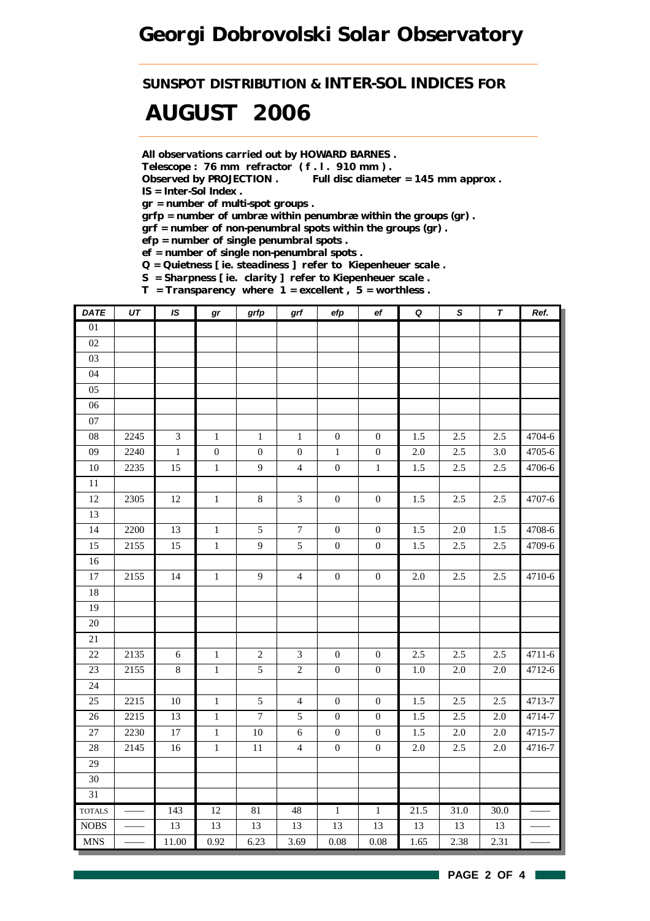# Georgi Dobrovolski Solar Observatory

## SUNSPOT DISTRIBUTION & INTER-SOL INDICES FOR

# AUGUST 2006

**All observations carried out by HOWARD BARNES .**
**Telescope : 76 mm refractor ( f . l . 910 mm ) .**
**Observed by PROJECTION . Full disc diameter = 145 mm approx .**
**IS = Inter-Sol Index .**
**gr = number of multi-spot groups .**
**grfp = number of umbræ within penumbræ within the groups (gr) .**
**grf = number of non-penumbral spots within the groups (gr) .**
**efp = number of single penumbral spots .**
**ef = number of single non-penumbral spots .**
**Q = Quietness [ ie. steadiness ] refer to Kiepenheuer scale .**
**S = Sharpness [ ie. clarity ] refer to Kiepenheuer scale .**
**T = Transparency where 1 = excellent , 5 = worthless .**

| DATE | UT | IS | gr | grfp | grf | efp | ef | Q | S | T | Ref. |
|---|---|---|---|---|---|---|---|---|---|---|---|
| 01 | | | | | | | | | | | |
| 02 | | | | | | | | | | | |
| 03 | | | | | | | | | | | |
| 04 | | | | | | | | | | | |
| 05 | | | | | | | | | | | |
| 06 | | | | | | | | | | | |
| 07 | | | | | | | | | | | |
| 08 | 2245 | 3 | 1 | 1 | 1 | 0 | 0 | 1.5 | 2.5 | 2.5 | 4704-6 |
| 09 | 2240 | 1 | 0 | 0 | 0 | 1 | 0 | 2.0 | 2.5 | 3.0 | 4705-6 |
| 10 | 2235 | 15 | 1 | 9 | 4 | 0 | 1 | 1.5 | 2.5 | 2.5 | 4706-6 |
| 11 | | | | | | | | | | | |
| 12 | 2305 | 12 | 1 | 8 | 3 | 0 | 0 | 1.5 | 2.5 | 2.5 | 4707-6 |
| 13 | | | | | | | | | | | |
| 14 | 2200 | 13 | 1 | 5 | 7 | 0 | 0 | 1.5 | 2.0 | 1.5 | 4708-6 |
| 15 | 2155 | 15 | 1 | 9 | 5 | 0 | 0 | 1.5 | 2.5 | 2.5 | 4709-6 |
| 16 | | | | | | | | | | | |
| 17 | 2155 | 14 | 1 | 9 | 4 | 0 | 0 | 2.0 | 2.5 | 2.5 | 4710-6 |
| 18 | | | | | | | | | | | |
| 19 | | | | | | | | | | | |
| 20 | | | | | | | | | | | |
| 21 | | | | | | | | | | | |
| 22 | 2135 | 6 | 1 | 2 | 3 | 0 | 0 | 2.5 | 2.5 | 2.5 | 4711-6 |
| 23 | 2155 | 8 | 1 | 5 | 2 | 0 | 0 | 1.0 | 2.0 | 2.0 | 4712-6 |
| 24 | | | | | | | | | | | |
| 25 | 2215 | 10 | 1 | 5 | 4 | 0 | 0 | 1.5 | 2.5 | 2.5 | 4713-7 |
| 26 | 2215 | 13 | 1 | 7 | 5 | 0 | 0 | 1.5 | 2.5 | 2.0 | 4714-7 |
| 27 | 2230 | 17 | 1 | 10 | 6 | 0 | 0 | 1.5 | 2.0 | 2.0 | 4715-7 |
| 28 | 2145 | 16 | 1 | 11 | 4 | 0 | 0 | 2.0 | 2.5 | 2.0 | 4716-7 |
| 29 | | | | | | | | | | | |
| 30 | | | | | | | | | | | |
| 31 | | | | | | | | | | | |
| TOTALS | —— | 143 | 12 | 81 | 48 | 1 | 1 | 21.5 | 31.0 | 30.0 | —— |
| NOBS | —— | 13 | 13 | 13 | 13 | 13 | 13 | 13 | 13 | 13 | —— |
| MNS | —— | 11.00 | 0.92 | 6.23 | 3.69 | 0.08 | 0.08 | 1.65 | 2.38 | 2.31 | —— |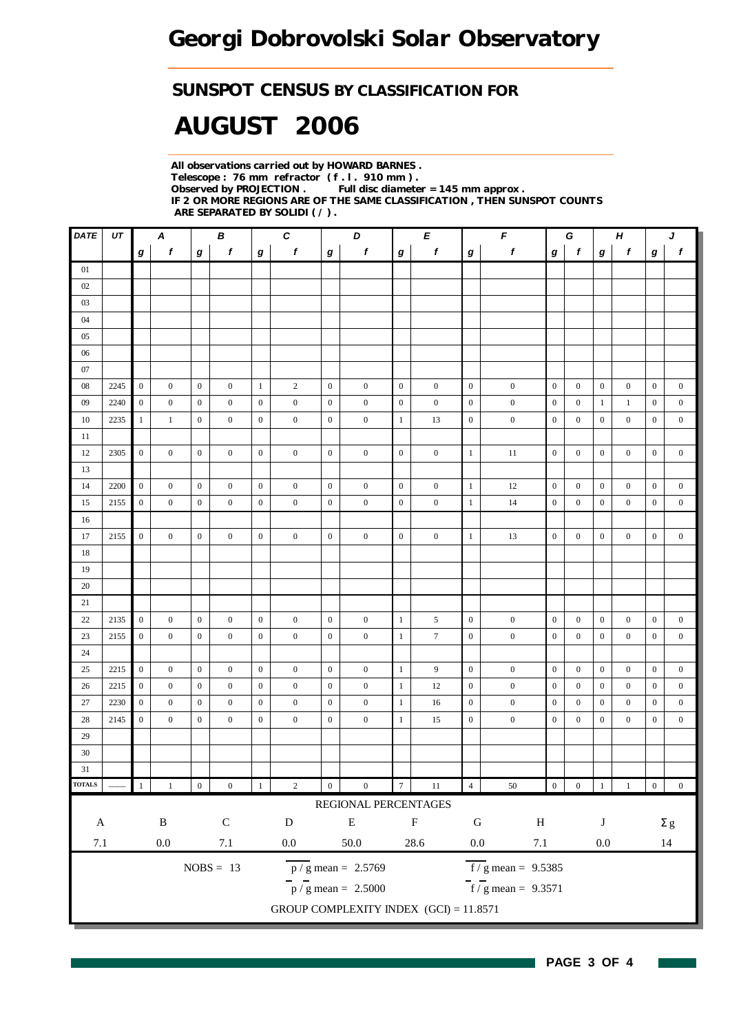# Georgi Dobrovolski Solar Observatory

## SUNSPOT CENSUS BY CLASSIFICATION FOR

# AUGUST 2006

**All observations carried out by HOWARD BARNES .**
**Telescope : 76 mm refractor ( f . l . 910 mm ) .**
**Observed by PROJECTION . Full disc diameter = 145 mm approx .**
**IF 2 OR MORE REGIONS ARE OF THE SAME CLASSIFICATION , THEN SUNSPOT COUNTS ARE SEPARATED BY SOLIDI ( / ) .**

| DATE | UT | A | | B | | C | | D | | E | | F | | G | | H | | J | |
|---|---|---|---|---|---|---|---|---|---|---|---|---|---|---|---|---|---|---|---|
| | | g | f | g | f | g | f | g | f | g | f | g | f | g | f | g | f | g | f |
| 01 | | | | | | | | | | | | | | | | | | | |
| 02 | | | | | | | | | | | | | | | | | | | |
| 03 | | | | | | | | | | | | | | | | | | | |
| 04 | | | | | | | | | | | | | | | | | | | |
| 05 | | | | | | | | | | | | | | | | | | | |
| 06 | | | | | | | | | | | | | | | | | | | |
| 07 | | | | | | | | | | | | | | | | | | | |
| 08 | 2245 | 0 | 0 | 0 | 0 | 1 | 2 | 0 | 0 | 0 | 0 | 0 | 0 | 0 | 0 | 0 | 0 | 0 | 0 |
| 09 | 2240 | 0 | 0 | 0 | 0 | 0 | 0 | 0 | 0 | 0 | 0 | 0 | 0 | 0 | 0 | 1 | 1 | 0 | 0 |
| 10 | 2235 | 1 | 1 | 0 | 0 | 0 | 0 | 0 | 0 | 1 | 13 | 0 | 0 | 0 | 0 | 0 | 0 | 0 | 0 |
| 11 | | | | | | | | | | | | | | | | | | | |
| 12 | 2305 | 0 | 0 | 0 | 0 | 0 | 0 | 0 | 0 | 0 | 0 | 1 | 11 | 0 | 0 | 0 | 0 | 0 | 0 |
| 13 | | | | | | | | | | | | | | | | | | | |
| 14 | 2200 | 0 | 0 | 0 | 0 | 0 | 0 | 0 | 0 | 0 | 0 | 1 | 12 | 0 | 0 | 0 | 0 | 0 | 0 |
| 15 | 2155 | 0 | 0 | 0 | 0 | 0 | 0 | 0 | 0 | 0 | 0 | 1 | 14 | 0 | 0 | 0 | 0 | 0 | 0 |
| 16 | | | | | | | | | | | | | | | | | | | |
| 17 | 2155 | 0 | 0 | 0 | 0 | 0 | 0 | 0 | 0 | 0 | 0 | 1 | 13 | 0 | 0 | 0 | 0 | 0 | 0 |
| 18 | | | | | | | | | | | | | | | | | | | |
| 19 | | | | | | | | | | | | | | | | | | | |
| 20 | | | | | | | | | | | | | | | | | | | |
| 21 | | | | | | | | | | | | | | | | | | | |
| 22 | 2135 | 0 | 0 | 0 | 0 | 0 | 0 | 0 | 0 | 1 | 5 | 0 | 0 | 0 | 0 | 0 | 0 | 0 | 0 |
| 23 | 2155 | 0 | 0 | 0 | 0 | 0 | 0 | 0 | 0 | 1 | 7 | 0 | 0 | 0 | 0 | 0 | 0 | 0 | 0 |
| 24 | | | | | | | | | | | | | | | | | | | |
| 25 | 2215 | 0 | 0 | 0 | 0 | 0 | 0 | 0 | 0 | 1 | 9 | 0 | 0 | 0 | 0 | 0 | 0 | 0 | 0 |
| 26 | 2215 | 0 | 0 | 0 | 0 | 0 | 0 | 0 | 0 | 1 | 12 | 0 | 0 | 0 | 0 | 0 | 0 | 0 | 0 |
| 27 | 2230 | 0 | 0 | 0 | 0 | 0 | 0 | 0 | 0 | 1 | 16 | 0 | 0 | 0 | 0 | 0 | 0 | 0 | 0 |
| 28 | 2145 | 0 | 0 | 0 | 0 | 0 | 0 | 0 | 0 | 1 | 15 | 0 | 0 | 0 | 0 | 0 | 0 | 0 | 0 |
| 29 | | | | | | | | | | | | | | | | | | | |
| 30 | | | | | | | | | | | | | | | | | | | |
| 31 | | | | | | | | | | | | | | | | | | | |
| TOTALS | —— | 1 | 1 | 0 | 0 | 1 | 2 | 0 | 0 | 7 | 11 | 4 | 50 | 0 | 0 | 1 | 1 | 0 | 0 |

REGIONAL PERCENTAGES

| A | B | C | D | E | F | G | H | J | Σg |
|---|---|---|---|---|---|---|---|---|---|
| 7.1 | 0.0 | 7.1 | 0.0 | 50.0 | 28.6 | 0.0 | 7.1 | 0.0 | 14 |

NOBS = 13

$\overline{p/g}$ mean = 2.5769

$\overline{f/g}$ mean = 9.5385

$\overline{p}/\overline{g}$ mean = 2.5000

$\overline{f}/\overline{g}$ mean = 9.3571

GROUP COMPLEXITY INDEX (GCI) = 11.8571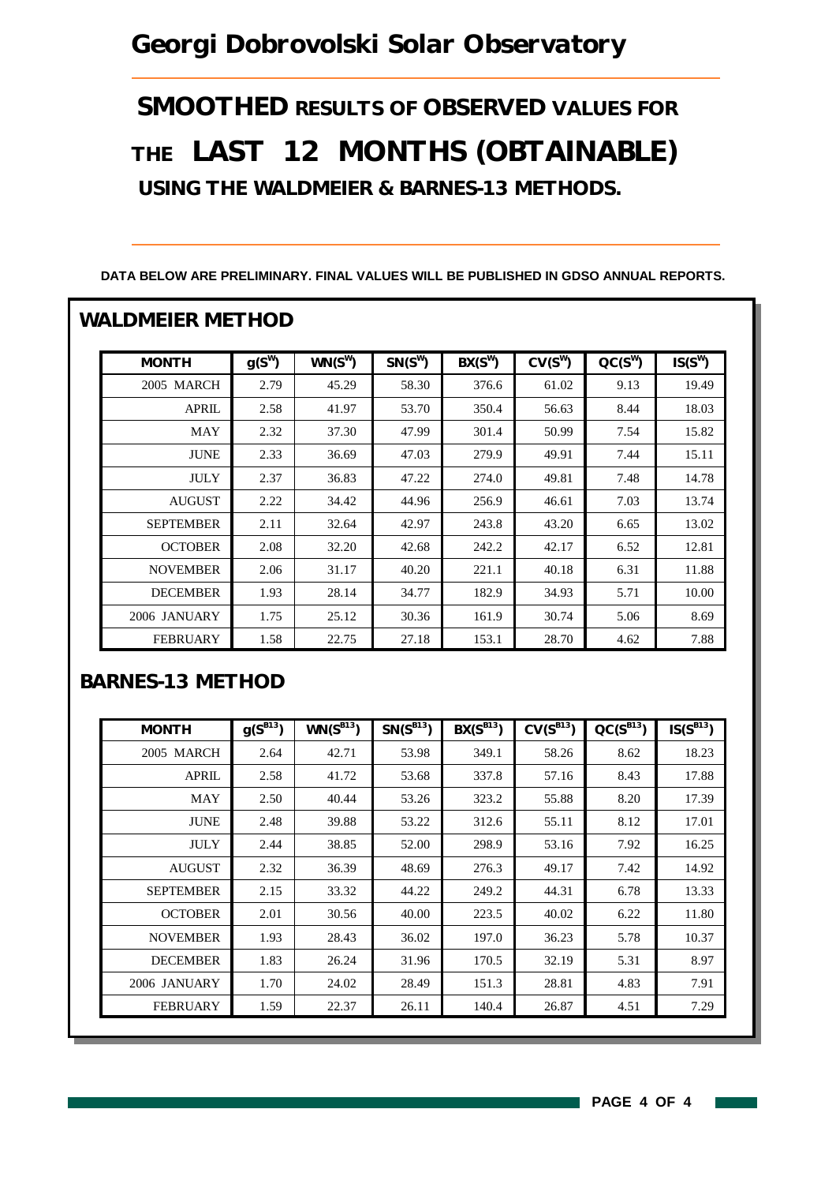# Georgi Dobrovolski Solar Observatory

## SMOOTHED RESULTS OF OBSERVED VALUES FOR THE LAST 12 MONTHS (OBTAINABLE) USING THE WALDMEIER & BARNES-13 METHODS.

**DATA BELOW ARE PRELIMINARY. FINAL VALUES WILL BE PUBLISHED IN GDSO ANNUAL REPORTS.**

## WALDMEIER METHOD

| MONTH | $g(S^W)$ | $WN(S^W)$ | $SN(S^W)$ | $BX(S^W)$ | $CV(S^W)$ | $QC(S^W)$ | $IS(S^W)$ |
|---|---|---|---|---|---|---|---|
| 2005 MARCH | 2.79 | 45.29 | 58.30 | 376.6 | 61.02 | 9.13 | 19.49 |
| APRIL | 2.58 | 41.97 | 53.70 | 350.4 | 56.63 | 8.44 | 18.03 |
| MAY | 2.32 | 37.30 | 47.99 | 301.4 | 50.99 | 7.54 | 15.82 |
| JUNE | 2.33 | 36.69 | 47.03 | 279.9 | 49.91 | 7.44 | 15.11 |
| JULY | 2.37 | 36.83 | 47.22 | 274.0 | 49.81 | 7.48 | 14.78 |
| AUGUST | 2.22 | 34.42 | 44.96 | 256.9 | 46.61 | 7.03 | 13.74 |
| SEPTEMBER | 2.11 | 32.64 | 42.97 | 243.8 | 43.20 | 6.65 | 13.02 |
| OCTOBER | 2.08 | 32.20 | 42.68 | 242.2 | 42.17 | 6.52 | 12.81 |
| NOVEMBER | 2.06 | 31.17 | 40.20 | 221.1 | 40.18 | 6.31 | 11.88 |
| DECEMBER | 1.93 | 28.14 | 34.77 | 182.9 | 34.93 | 5.71 | 10.00 |
| 2006 JANUARY | 1.75 | 25.12 | 30.36 | 161.9 | 30.74 | 5.06 | 8.69 |
| FEBRUARY | 1.58 | 22.75 | 27.18 | 153.1 | 28.70 | 4.62 | 7.88 |

## BARNES-13 METHOD

| MONTH | $g(S^{B13})$ | $WN(S^{B13})$ | $SN(S^{B13})$ | $BX(S^{B13})$ | $CV(S^{B13})$ | $QC(S^{B13})$ | $IS(S^{B13})$ |
|---|---|---|---|---|---|---|---|
| 2005 MARCH | 2.64 | 42.71 | 53.98 | 349.1 | 58.26 | 8.62 | 18.23 |
| APRIL | 2.58 | 41.72 | 53.68 | 337.8 | 57.16 | 8.43 | 17.88 |
| MAY | 2.50 | 40.44 | 53.26 | 323.2 | 55.88 | 8.20 | 17.39 |
| JUNE | 2.48 | 39.88 | 53.22 | 312.6 | 55.11 | 8.12 | 17.01 |
| JULY | 2.44 | 38.85 | 52.00 | 298.9 | 53.16 | 7.92 | 16.25 |
| AUGUST | 2.32 | 36.39 | 48.69 | 276.3 | 49.17 | 7.42 | 14.92 |
| SEPTEMBER | 2.15 | 33.32 | 44.22 | 249.2 | 44.31 | 6.78 | 13.33 |
| OCTOBER | 2.01 | 30.56 | 40.00 | 223.5 | 40.02 | 6.22 | 11.80 |
| NOVEMBER | 1.93 | 28.43 | 36.02 | 197.0 | 36.23 | 5.78 | 10.37 |
| DECEMBER | 1.83 | 26.24 | 31.96 | 170.5 | 32.19 | 5.31 | 8.97 |
| 2006 JANUARY | 1.70 | 24.02 | 28.49 | 151.3 | 28.81 | 4.83 | 7.91 |
| FEBRUARY | 1.59 | 22.37 | 26.11 | 140.4 | 26.87 | 4.51 | 7.29 |